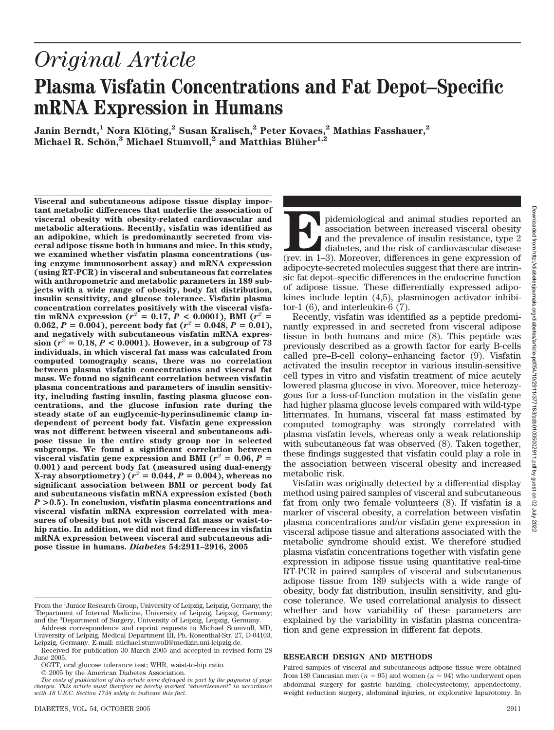# Original Article

# Plasma Visfatin Concentrations and Fat Depot–Specific mRNA Expression in Humans

**Janin Berndt,[1] Nora Klöting,[2] Susan Kralisch,[2] Peter Kovacs,[2] Mathias Fasshauer,[2] Michael R. Schön,[3] Michael Stumvoll,[2] and Matthias Blüher[1,2]**

**Visceral and subcutaneous adipose tissue display important metabolic differences that underlie the association of visceral obesity with obesity-related cardiovascular and metabolic alterations. Recently, visfatin was identified as an adipokine, which is predominantly secreted from visceral adipose tissue both in humans and mice. In this study, we examined whether visfatin plasma concentrations (using enzyme immunosorbent assay) and mRNA expression (using RT-PCR) in visceral and subcutaneous fat correlates with anthropometric and metabolic parameters in 189 subjects with a wide range of obesity, body fat distribution, insulin sensitivity, and glucose tolerance. Visfatin plasma concentration correlates positively with the visceral visfatin mRNA expression ($r^2$ = 0.17, $P$ < 0.0001), BMI ($r^2$ = 0.062, $P$ = 0.004), percent body fat ($r^2$ = 0.048, $P$ = 0.01), and negatively with subcutaneous visfatin mRNA expression ($r^2$ = 0.18, $P$ < 0.0001). However, in a subgroup of 73 individuals, in which visceral fat mass was calculated from computed tomography scans, there was no correlation between plasma visfatin concentrations and visceral fat mass. We found no significant correlation between visfatin plasma concentrations and parameters of insulin sensitivity, including fasting insulin, fasting plasma glucose concentrations, and the glucose infusion rate during the steady state of an euglycemic-hyperinsulinemic clamp independent of percent body fat. Visfatin gene expression was not different between visceral and subcutaneous adipose tissue in the entire study group nor in selected subgroups. We found a significant correlation between visceral visfatin gene expression and BMI ($r^2$ = 0.06, $P$ = 0.001) and percent body fat (measured using dual-energy X-ray absorptiometry) ($r^2$ = 0.044, $P$ = 0.004), whereas no significant association between BMI or percent body fat and subcutaneous visfatin mRNA expression existed (both $P$ >0.5). In conclusion, visfatin plasma concentrations and visceral visfatin mRNA expression correlated with measures of obesity but not with visceral fat mass or waist-to-hip ratio. In addition, we did not find differences in visfatin mRNA expression between visceral and subcutaneous adipose tissue in humans.** ***Diabetes* 54:2911–2916, 2005**

Epidemiological and animal studies reported an association between increased visceral obesity and the prevalence of insulin resistance, type 2 diabetes, and the risk of cardiovascular disease (rev. in 1–3). Moreover, differences in gene expression of adipocyte-secreted molecules suggest that there are intrinsic fat depot–specific differences in the endocrine function of adipose tissue. These differentially expressed adipokines include leptin (4,5), plasminogen activator inhibitor-1 (6), and interleukin-6 (7).

Recently, visfatin was identified as a peptide predominantly expressed in and secreted from visceral adipose tissue in both humans and mice (8). This peptide was previously described as a growth factor for early B-cells called pre–B-cell colony–enhancing factor (9). Visfatin activated the insulin receptor in various insulin-sensitive cell types in vitro and visfatin treatment of mice acutely lowered plasma glucose in vivo. Moreover, mice heterozygous for a loss-of-function mutation in the visfatin gene had higher plasma glucose levels compared with wild-type littermates. In humans, visceral fat mass estimated by computed tomography was strongly correlated with plasma visfatin levels, whereas only a weak relationship with subcutaneous fat was observed (8). Taken together, these findings suggested that visfatin could play a role in the association between visceral obesity and increased metabolic risk.

Visfatin was originally detected by a differential display method using paired samples of visceral and subcutaneous fat from only two female volunteers (8). If visfatin is a marker of visceral obesity, a correlation between visfatin plasma concentrations and/or visfatin gene expression in visceral adipose tissue and alterations associated with the metabolic syndrome should exist. We therefore studied plasma visfatin concentrations together with visfatin gene expression in adipose tissue using quantitative real-time RT-PCR in paired samples of visceral and subcutaneous adipose tissue from 189 subjects with a wide range of obesity, body fat distribution, insulin sensitivity, and glucose tolerance. We used correlational analysis to dissect whether and how variability of these parameters are explained by the variability in visfatin plasma concentration and gene expression in different fat depots.

## RESEARCH DESIGN AND METHODS

Paired samples of visceral and subcutaneous adipose tissue were obtained from 189 Caucasian men ($n$ = 95) and women ($n$ = 94) who underwent open abdominal surgery for gastric banding, cholecystectomy, appendectomy, weight reduction surgery, abdominal injuries, or explorative laparotomy. In

From the [1]Junior Research Group, University of Leipzig, Leipzig, Germany; the [2]Department of Internal Medicine, University of Leipzig, Leipzig, Germany; and the [3]Department of Surgery, University of Leipzig, Leipzig, Germany.

Address correspondence and reprint requests to Michael Stumvoll, MD, University of Leipzig, Medical Department III, Ph.-Rosenthal-Str. 27, D-04103, Leipzig, Germany. E-mail: michael.stumvoll@medizin.uni-leipzig.de.

Received for publication 30 March 2005 and accepted in revised form 28 June 2005.

OGTT, oral glucose tolerance test; WHR, waist-to-hip ratio.

© 2005 by the American Diabetes Association.

*The costs of publication of this article were defrayed in part by the payment of page charges. This article must therefore be hereby marked "advertisement" in accordance with 18 U.S.C. Section 1734 solely to indicate this fact.*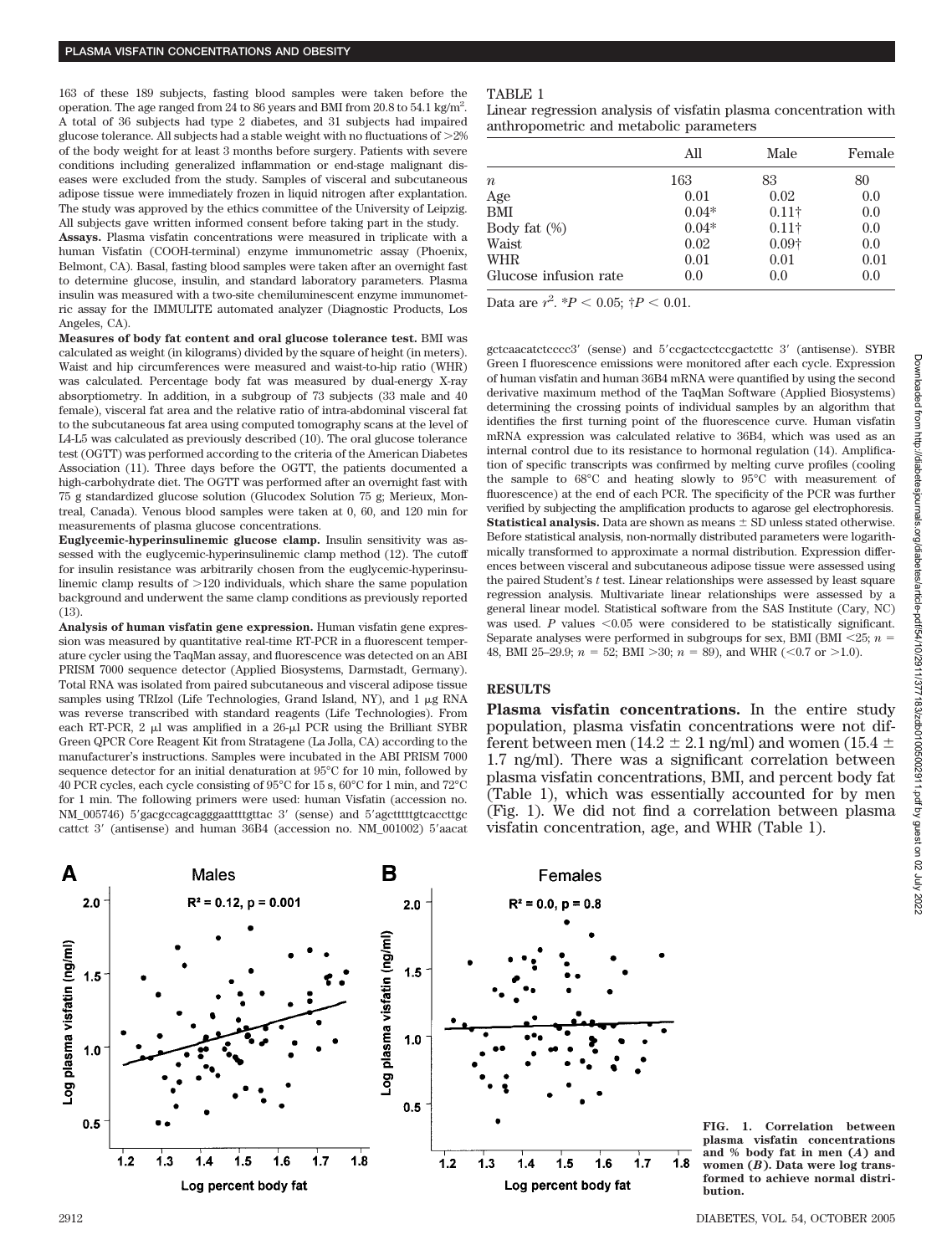163 of these 189 subjects, fasting blood samples were taken before the operation. The age ranged from 24 to 86 years and BMI from 20.8 to 54.1 kg/m$^2$. A total of 36 subjects had type 2 diabetes, and 31 subjects had impaired glucose tolerance. All subjects had a stable weight with no fluctuations of >2% of the body weight for at least 3 months before surgery. Patients with severe conditions including generalized inflammation or end-stage malignant diseases were excluded from the study. Samples of visceral and subcutaneous adipose tissue were immediately frozen in liquid nitrogen after explantation. The study was approved by the ethics committee of the University of Leipzig. All subjects gave written informed consent before taking part in the study.

**Assays.** Plasma visfatin concentrations were measured in triplicate with a human Visfatin (COOH-terminal) enzyme immunometric assay (Phoenix, Belmont, CA). Basal, fasting blood samples were taken after an overnight fast to determine glucose, insulin, and standard laboratory parameters. Plasma insulin was measured with a two-site chemiluminescent enzyme immunometric assay for the IMMULITE automated analyzer (Diagnostic Products, Los Angeles, CA).

**Measures of body fat content and oral glucose tolerance test.** BMI was calculated as weight (in kilograms) divided by the square of height (in meters). Waist and hip circumferences were measured and waist-to-hip ratio (WHR) was calculated. Percentage body fat was measured by dual-energy X-ray absorptiometry. In addition, in a subgroup of 73 subjects (33 male and 40 female), visceral fat area and the relative ratio of intra-abdominal visceral fat to the subcutaneous fat area using computed tomography scans at the level of L4-L5 was calculated as previously described (10). The oral glucose tolerance test (OGTT) was performed according to the criteria of the American Diabetes Association (11). Three days before the OGTT, the patients documented a high-carbohydrate diet. The OGTT was performed after an overnight fast with 75 g standardized glucose solution (Glucodex Solution 75 g; Merieux, Montreal, Canada). Venous blood samples were taken at 0, 60, and 120 min for measurements of plasma glucose concentrations.

**Euglycemic-hyperinsulinemic glucose clamp.** Insulin sensitivity was assessed with the euglycemic-hyperinsulinemic clamp method (12). The cutoff for insulin resistance was arbitrarily chosen from the euglycemic-hyperinsulinemic clamp results of >120 individuals, which share the same population background and underwent the same clamp conditions as previously reported (13).

**Analysis of human visfatin gene expression.** Human visfatin gene expression was measured by quantitative real-time RT-PCR in a fluorescent temperature cycler using the TaqMan assay, and fluorescence was detected on an ABI PRISM 7000 sequence detector (Applied Biosystems, Darmstadt, Germany). Total RNA was isolated from paired subcutaneous and visceral adipose tissue samples using TRIzol (Life Technologies, Grand Island, NY), and 1 μg RNA was reverse transcribed with standard reagents (Life Technologies). From each RT-PCR, 2 μl was amplified in a 26-μl PCR using the Brilliant SYBR Green QPCR Core Reagent Kit from Stratagene (La Jolla, CA) according to the manufacturer's instructions. Samples were incubated in the ABI PRISM 7000 sequence detector for an initial denaturation at 95°C for 10 min, followed by 40 PCR cycles, each cycle consisting of 95°C for 15 s, 60°C for 1 min, and 72°C for 1 min. The following primers were used: human Visfatin (accession no. NM_005746) 5′gacgccagcagggaattttgttac 3′ (sense) and 5′agctttttgtcacttgc cattct 3′ (antisense) and human 36B4 (accession no. NM_001002) 5′aacat gctcaacatctcccc3′ (sense) and 5′ccgactcctccgactcttc 3′ (antisense). SYBR Green I fluorescence emissions were monitored after each cycle. Expression of human visfatin and human 36B4 mRNA were quantified by using the second derivative maximum method of the TaqMan Software (Applied Biosystems) determining the crossing points of individual samples by an algorithm that identifies the first turning point of the fluorescence curve. Human visfatin mRNA expression was calculated relative to 36B4, which was used as an internal control due to its resistance to hormonal regulation (14). Amplification of specific transcripts was confirmed by melting curve profiles (cooling the sample to 68°C and heating slowly to 95°C with measurement of fluorescence) at the end of each PCR. The specificity of the PCR was further verified by subjecting the amplification products to agarose gel electrophoresis.

**Statistical analysis.** Data are shown as means ± SD unless stated otherwise. Before statistical analysis, non-normally distributed parameters were logarithmically transformed to approximate a normal distribution. Expression differences between visceral and subcutaneous adipose tissue were assessed using the paired Student's *t* test. Linear relationships were assessed by least square regression analysis. Multivariate linear relationships were assessed by a general linear model. Statistical software from the SAS Institute (Cary, NC) was used. *P* values <0.05 were considered to be statistically significant. Separate analyses were performed in subgroups for sex, BMI (BMI <25; $n$ = 48, BMI 25–29.9; $n$ = 52; BMI >30; $n$ = 89), and WHR (<0.7 or >1.0).

TABLE 1

Linear regression analysis of visfatin plasma concentration with anthropometric and metabolic parameters

| | All | Male | Female |
|---|---|---|---|
| $n$ | 163 | 83 | 80 |
| Age | 0.01 | 0.02 | 0.0 |
| BMI | 0.04* | 0.11† | 0.0 |
| Body fat (%) | 0.04* | 0.11† | 0.0 |
| Waist | 0.02 | 0.09† | 0.0 |
| WHR | 0.01 | 0.01 | 0.01 |
| Glucose infusion rate | 0.0 | 0.0 | 0.0 |

Data are $r^2$. *$P$ < 0.05; †$P$ < 0.01.

## RESULTS

**Plasma visfatin concentrations.** In the entire study population, plasma visfatin concentrations were not different between men (14.2 ± 2.1 ng/ml) and women (15.4 ± 1.7 ng/ml). There was a significant correlation between plasma visfatin concentrations, BMI, and percent body fat (Table 1), which was essentially accounted for by men (Fig. 1). We did not find a correlation between plasma visfatin concentration, age, and WHR (Table 1).

A
Males
R² = 0.12, p = 0.001
Log plasma visfatin (ng/ml)
Log percent body fat

B
Females
R² = 0.0, p = 0.8
Log plasma visfatin (ng/ml)
Log percent body fat

**FIG. 1. Correlation between plasma visfatin concentrations and % body fat in men (*A*) and women (*B*). Data were log transformed to achieve normal distribution.**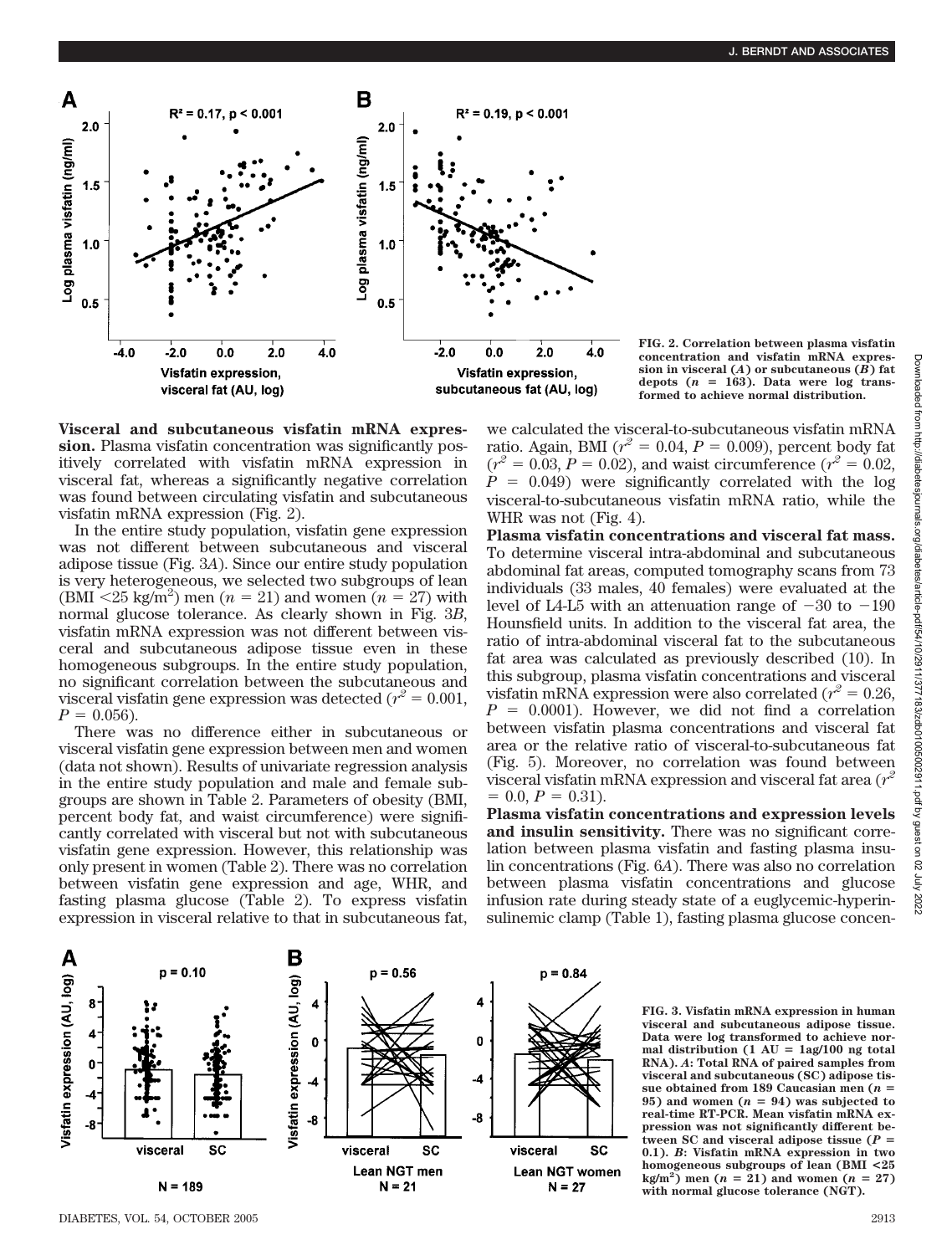A

$R^2 = 0.17, p < 0.001$

Log plasma visfatin (ng/ml)

2.0
1.5
1.0
0.5

-4.0 -2.0 0.0 2.0 4.0

Visfatin expression, visceral fat (AU, log)

B

$R^2 = 0.19, p < 0.001$

Log plasma visfatin (ng/ml)

2.0
1.5
1.0
0.5

-2.0 0.0 2.0 4.0

Visfatin expression, subcutaneous fat (AU, log)

**FIG. 2. Correlation between plasma visfatin concentration and visfatin mRNA expression in visceral (*A*) or subcutaneous (*B*) fat depots ($n$ = 163). Data were log transformed to achieve normal distribution.**

**Visceral and subcutaneous visfatin mRNA expression.** Plasma visfatin concentration was significantly positively correlated with visfatin mRNA expression in visceral fat, whereas a significantly negative correlation was found between circulating visfatin and subcutaneous visfatin mRNA expression (Fig. 2).

In the entire study population, visfatin gene expression was not different between subcutaneous and visceral adipose tissue (Fig. 3*A*). Since our entire study population is very heterogeneous, we selected two subgroups of lean (BMI <25 kg/m$^2$) men ($n$ = 21) and women ($n$ = 27) with normal glucose tolerance. As clearly shown in Fig. 3*B*, visfatin mRNA expression was not different between visceral and subcutaneous adipose tissue even in these homogeneous subgroups. In the entire study population, no significant correlation between the subcutaneous and visceral visfatin gene expression was detected ($r^2$ = 0.001, $P$ = 0.056).

There was no difference either in subcutaneous or visceral visfatin gene expression between men and women (data not shown). Results of univariate regression analysis in the entire study population and male and female subgroups are shown in Table 2. Parameters of obesity (BMI, percent body fat, and waist circumference) were significantly correlated with visceral but not with subcutaneous visfatin gene expression. However, this relationship was only present in women (Table 2). There was no correlation between visfatin gene expression and age, WHR, and fasting plasma glucose (Table 2). To express visfatin expression in visceral relative to that in subcutaneous fat, we calculated the visceral-to-subcutaneous visfatin mRNA ratio. Again, BMI ($r^2$ = 0.04, $P$ = 0.009), percent body fat ($r^2$ = 0.03, $P$ = 0.02), and waist circumference ($r^2$ = 0.02, $P$ = 0.049) were significantly correlated with the log visceral-to-subcutaneous visfatin mRNA ratio, while the WHR was not (Fig. 4).

**Plasma visfatin concentrations and visceral fat mass.** To determine visceral intra-abdominal and subcutaneous abdominal fat areas, computed tomography scans from 73 individuals (33 males, 40 females) were evaluated at the level of L4-L5 with an attenuation range of −30 to −190 Hounsfield units. In addition to the visceral fat area, the ratio of intra-abdominal visceral fat to the subcutaneous fat area was calculated as previously described (10). In this subgroup, plasma visfatin concentrations and visceral visfatin mRNA expression were also correlated ($r^2$ = 0.26, $P$ = 0.0001). However, we did not find a correlation between visfatin plasma concentrations and visceral fat area or the relative ratio of visceral-to-subcutaneous fat (Fig. 5). Moreover, no correlation was found between visceral visfatin mRNA expression and visceral fat area ($r^2$ = 0.0, $P$ = 0.31).

**Plasma visfatin concentrations and expression levels and insulin sensitivity.** There was no significant correlation between plasma visfatin and fasting plasma insulin concentrations (Fig. 6*A*). There was also no correlation between plasma visfatin concentrations and glucose infusion rate during steady state of a euglycemic-hyperinsulinemic clamp (Table 1), fasting plasma glucose concen-

A

$p = 0.10$

Visfatin expression (AU, log)

8
4
0
-4
-8

visceral SC

N = 189

B

$p = 0.56$

Visfatin expression (AU, log)

4
0
-4
-8

visceral SC

Lean NGT men
N = 21

$p = 0.84$

4
0
-4
-8

visceral SC

Lean NGT women
N = 27

**FIG. 3. Visfatin mRNA expression in human visceral and subcutaneous adipose tissue. Data were log transformed to achieve normal distribution (1 AU = 1ag/100 ng total RNA). *A*: Total RNA of paired samples from visceral and subcutaneous (SC) adipose tissue obtained from 189 Caucasian men ($n$ = 95) and women ($n$ = 94) was subjected to real-time RT-PCR. Mean visfatin mRNA expression was not significantly different between SC and visceral adipose tissue ($P$ = 0.1). *B*: Visfatin mRNA expression in two homogeneous subgroups of lean (BMI <25 kg/m$^2$) men ($n$ = 21) and women ($n$ = 27) with normal glucose tolerance (NGT).**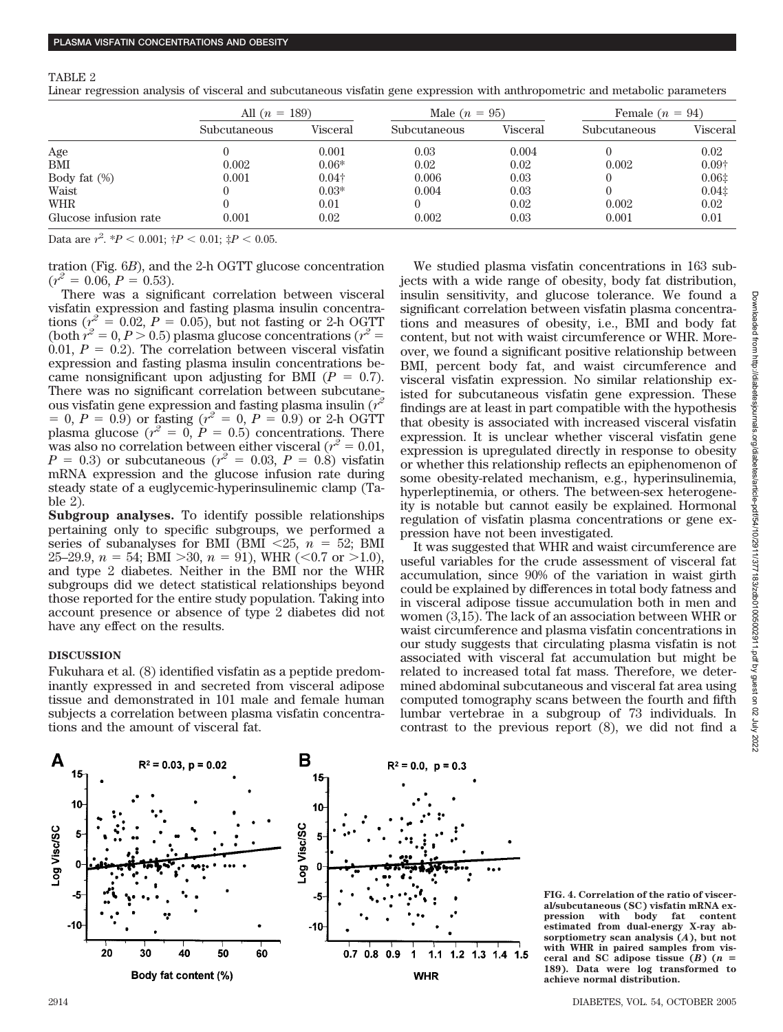TABLE 2

Linear regression analysis of visceral and subcutaneous visfatin gene expression with anthropometric and metabolic parameters

| | All ($n$ = 189) | | Male ($n$ = 95) | | Female ($n$ = 94) | |
|---|---|---|---|---|---|---|
| | Subcutaneous | Visceral | Subcutaneous | Visceral | Subcutaneous | Visceral |
| Age | 0 | 0.001 | 0.03 | 0.004 | 0 | 0.02 |
| BMI | 0.002 | 0.06* | 0.02 | 0.02 | 0.002 | 0.09† |
| Body fat (%) | 0.001 | 0.04† | 0.006 | 0.03 | 0 | 0.06‡ |
| Waist | 0 | 0.03* | 0.004 | 0.03 | 0 | 0.04‡ |
| WHR | 0 | 0.01 | 0 | 0.02 | 0.002 | 0.02 |
| Glucose infusion rate | 0.001 | 0.02 | 0.002 | 0.03 | 0.001 | 0.01 |

Data are $r^2$. \*$P < 0.001$; †$P < 0.01$; ‡$P < 0.05$.

tration (Fig. 6*B*), and the 2-h OGTT glucose concentration ($r^2 = 0.06$, $P = 0.53$).

There was a significant correlation between visceral visfatin expression and fasting plasma insulin concentrations ($r^2 = 0.02$, $P = 0.05$), but not fasting or 2-h OGTT (both $r^2 = 0$, $P > 0.5$) plasma glucose concentrations ($r^2 = 0.01$, $P = 0.2$). The correlation between visceral visfatin expression and fasting plasma insulin concentrations became nonsignificant upon adjusting for BMI ($P = 0.7$). There was no significant correlation between subcutaneous visfatin gene expression and fasting plasma insulin ($r^2 = 0$, $P = 0.9$) or fasting ($r^2 = 0$, $P = 0.9$) or 2-h OGTT plasma glucose ($r^2 = 0$, $P = 0.5$) concentrations. There was also no correlation between either visceral ($r^2 = 0.01$, $P = 0.3$) or subcutaneous ($r^2 = 0.03$, $P = 0.8$) visfatin mRNA expression and the glucose infusion rate during steady state of a euglycemic-hyperinsulinemic clamp (Table 2).

**Subgroup analyses.** To identify possible relationships pertaining only to specific subgroups, we performed a series of subanalyses for BMI (BMI <25, $n = 52$; BMI 25–29.9, $n = 54$; BMI >30, $n = 91$), WHR (<0.7 or >1.0), and type 2 diabetes. Neither in the BMI nor the WHR subgroups did we detect statistical relationships beyond those reported for the entire study population. Taking into account presence or absence of type 2 diabetes did not have any effect on the results.

## DISCUSSION

Fukuhara et al. (8) identified visfatin as a peptide predominantly expressed in and secreted from visceral adipose tissue and demonstrated in 101 male and female human subjects a correlation between plasma visfatin concentrations and the amount of visceral fat.

We studied plasma visfatin concentrations in 163 subjects with a wide range of obesity, body fat distribution, insulin sensitivity, and glucose tolerance. We found a significant correlation between visfatin plasma concentrations and measures of obesity, i.e., BMI and body fat content, but not with waist circumference or WHR. Moreover, we found a significant positive relationship between BMI, percent body fat, and waist circumference and visceral visfatin expression. No similar relationship existed for subcutaneous visfatin gene expression. These findings are at least in part compatible with the hypothesis that obesity is associated with increased visceral visfatin expression. It is unclear whether visceral visfatin gene expression is upregulated directly in response to obesity or whether this relationship reflects an epiphenomenon of some obesity-related mechanism, e.g., hyperinsulinemia, hyperleptinemia, or others. The between-sex heterogeneity is notable but cannot easily be explained. Hormonal regulation of visfatin plasma concentrations or gene expression have not been investigated.

It was suggested that WHR and waist circumference are useful variables for the crude assessment of visceral fat accumulation, since 90% of the variation in waist girth could be explained by differences in total body fatness and in visceral adipose tissue accumulation both in men and women (3,15). The lack of an association between WHR or waist circumference and plasma visfatin concentrations in our study suggests that circulating plasma visfatin is not associated with visceral fat accumulation but might be related to increased total fat mass. Therefore, we determined abdominal subcutaneous and visceral fat area using computed tomography scans between the fourth and fifth lumbar vertebrae in a subgroup of 73 individuals. In contrast to the previous report (8), we did not find a

A
$R^2 = 0.03$, p = 0.02
Log Visc/SC
Body fat content (%)

B
$R^2 = 0.0$, p = 0.3
Log Visc/SC
WHR

**FIG. 4. Correlation of the ratio of visceral/subcutaneous (SC) visfatin mRNA expression with body fat content estimated from dual-energy X-ray absorptiometry scan analysis (*A*), but not with WHR in paired samples from visceral and SC adipose tissue (*B*) ($n$ = 189). Data were log transformed to achieve normal distribution.**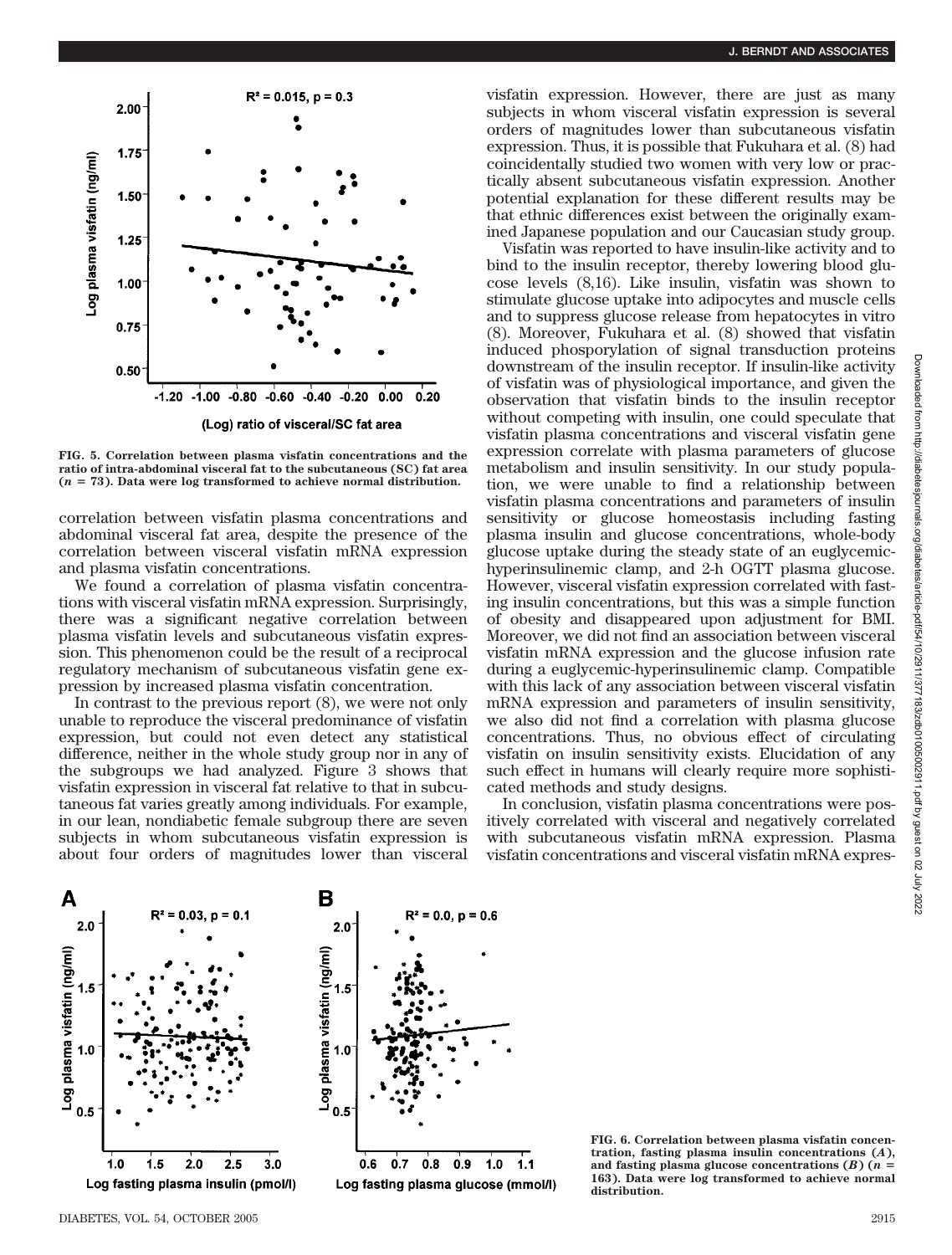$R^2 = 0.015, p = 0.3$

Log plasma visfatin (ng/ml)

2.00
1.75
1.50
1.25
1.00
0.75
0.50

-1.20 -1.00 -0.80 -0.60 -0.40 -0.20 0.00 0.20

(Log) ratio of visceral/SC fat area

**FIG. 5. Correlation between plasma visfatin concentrations and the ratio of intra-abdominal visceral fat to the subcutaneous (SC) fat area ($n = 73$). Data were log transformed to achieve normal distribution.**

correlation between visfatin plasma concentrations and abdominal visceral fat area, despite the presence of the correlation between visceral visfatin mRNA expression and plasma visfatin concentrations.

We found a correlation of plasma visfatin concentrations with visceral visfatin mRNA expression. Surprisingly, there was a significant negative correlation between plasma visfatin levels and subcutaneous visfatin expression. This phenomenon could be the result of a reciprocal regulatory mechanism of subcutaneous visfatin gene expression by increased plasma visfatin concentration.

In contrast to the previous report (8), we were not only unable to reproduce the visceral predominance of visfatin expression, but could not even detect any statistical difference, neither in the whole study group nor in any of the subgroups we had analyzed. Figure 3 shows that visfatin expression in visceral fat relative to that in subcutaneous fat varies greatly among individuals. For example, in our lean, nondiabetic female subgroup there are seven subjects in whom subcutaneous visfatin expression is about four orders of magnitudes lower than visceral visfatin expression. However, there are just as many subjects in whom visceral visfatin expression is several orders of magnitudes lower than subcutaneous visfatin expression. Thus, it is possible that Fukuhara et al. (8) had coincidentally studied two women with very low or practically absent subcutaneous visfatin expression. Another potential explanation for these different results may be that ethnic differences exist between the originally examined Japanese population and our Caucasian study group.

Visfatin was reported to have insulin-like activity and to bind to the insulin receptor, thereby lowering blood glucose levels (8,16). Like insulin, visfatin was shown to stimulate glucose uptake into adipocytes and muscle cells and to suppress glucose release from hepatocytes in vitro (8). Moreover, Fukuhara et al. (8) showed that visfatin induced phosporylation of signal transduction proteins downstream of the insulin receptor. If insulin-like activity of visfatin was of physiological importance, and given the observation that visfatin binds to the insulin receptor without competing with insulin, one could speculate that visfatin plasma concentrations and visceral visfatin gene expression correlate with plasma parameters of glucose metabolism and insulin sensitivity. In our study population, we were unable to find a relationship between visfatin plasma concentrations and parameters of insulin sensitivity or glucose homeostasis including fasting plasma insulin and glucose concentrations, whole-body glucose uptake during the steady state of an euglycemic-hyperinsulinemic clamp, and 2-h OGTT plasma glucose. However, visceral visfatin expression correlated with fasting insulin concentrations, but this was a simple function of obesity and disappeared upon adjustment for BMI. Moreover, we did not find an association between visceral visfatin mRNA expression and the glucose infusion rate during a euglycemic-hyperinsulinemic clamp. Compatible with this lack of any association between visceral visfatin mRNA expression and parameters of insulin sensitivity, we also did not find a correlation with plasma glucose concentrations. Thus, no obvious effect of circulating visfatin on insulin sensitivity exists. Elucidation of any such effect in humans will clearly require more sophisticated methods and study designs.

In conclusion, visfatin plasma concentrations were positively correlated with visceral and negatively correlated with subcutaneous visfatin mRNA expression. Plasma visfatin concentrations and visceral visfatin mRNA expres-

A

$R^2 = 0.03, p = 0.1$

Log plasma visfatin (ng/ml)

2.0
1.5
1.0
0.5

1.0 1.5 2.0 2.5 3.0

Log fasting plasma insulin (pmol/l)

B

$R^2 = 0.0, p = 0.6$

Log plasma visfatin (ng/ml)

2.0
1.5
1.0
0.5

0.6 0.7 0.8 0.9 1.0 1.1

Log fasting plasma glucose (mmol/l)

**FIG. 6. Correlation between plasma visfatin concentration, fasting plasma insulin concentrations (*A*), and fasting plasma glucose concentrations (*B*) ($n = 163$). Data were log transformed to achieve normal distribution.**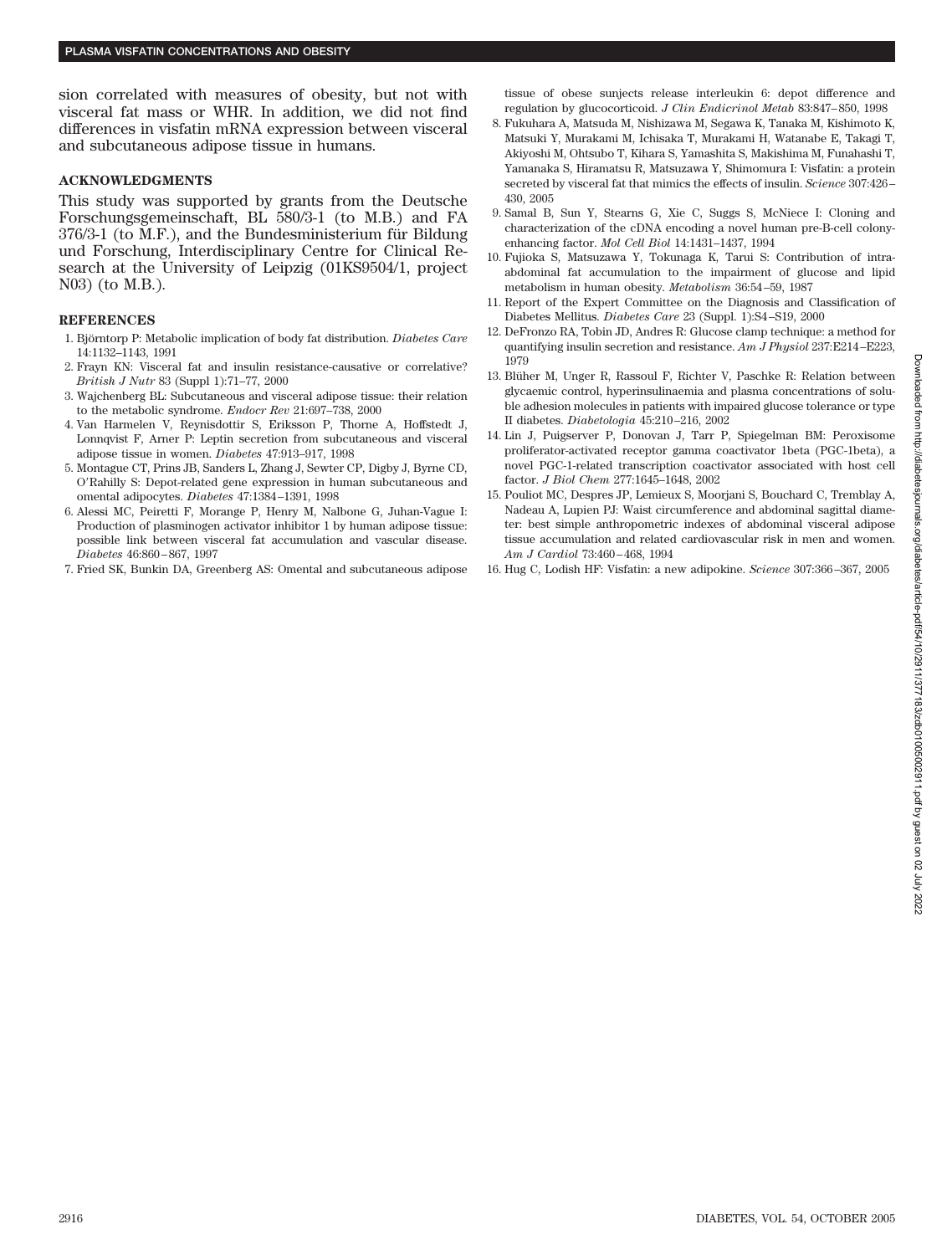sion correlated with measures of obesity, but not with visceral fat mass or WHR. In addition, we did not find differences in visfatin mRNA expression between visceral and subcutaneous adipose tissue in humans.

## ACKNOWLEDGMENTS

This study was supported by grants from the Deutsche Forschungsgemeinschaft, BL 580/3-1 (to M.B.) and FA 376/3-1 (to M.F.), and the Bundesministerium für Bildung und Forschung, Interdisciplinary Centre for Clinical Research at the University of Leipzig (01KS9504/1, project N03) (to M.B.).

## REFERENCES

1. Björntorp P: Metabolic implication of body fat distribution. *Diabetes Care* 14:1132–1143, 1991
2. Frayn KN: Visceral fat and insulin resistance-causative or correlative? *British J Nutr* 83 (Suppl 1):71–77, 2000
3. Wajchenberg BL: Subcutaneous and visceral adipose tissue: their relation to the metabolic syndrome. *Endocr Rev* 21:697–738, 2000
4. Van Harmelen V, Reynisdottir S, Eriksson P, Thorne A, Hoffstedt J, Lonnqvist F, Arner P: Leptin secretion from subcutaneous and visceral adipose tissue in women. *Diabetes* 47:913–917, 1998
5. Montague CT, Prins JB, Sanders L, Zhang J, Sewter CP, Digby J, Byrne CD, O'Rahilly S: Depot-related gene expression in human subcutaneous and omental adipocytes. *Diabetes* 47:1384–1391, 1998
6. Alessi MC, Peiretti F, Morange P, Henry M, Nalbone G, Juhan-Vague I: Production of plasminogen activator inhibitor 1 by human adipose tissue: possible link between visceral fat accumulation and vascular disease. *Diabetes* 46:860–867, 1997
7. Fried SK, Bunkin DA, Greenberg AS: Omental and subcutaneous adipose tissue of obese sunjects release interleukin 6: depot difference and regulation by glucocorticoid. *J Clin Endicrinol Metab* 83:847–850, 1998
8. Fukuhara A, Matsuda M, Nishizawa M, Segawa K, Tanaka M, Kishimoto K, Matsuki Y, Murakami M, Ichisaka T, Murakami H, Watanabe E, Takagi T, Akiyoshi M, Ohtsubo T, Kihara S, Yamashita S, Makishima M, Funahashi T, Yamanaka S, Hiramatsu R, Matsuzawa Y, Shimomura I: Visfatin: a protein secreted by visceral fat that mimics the effects of insulin. *Science* 307:426–430, 2005
9. Samal B, Sun Y, Stearns G, Xie C, Suggs S, McNiece I: Cloning and characterization of the cDNA encoding a novel human pre-B-cell colony-enhancing factor. *Mol Cell Biol* 14:1431–1437, 1994
10. Fujioka S, Matsuzawa Y, Tokunaga K, Tarui S: Contribution of intra-abdominal fat accumulation to the impairment of glucose and lipid metabolism in human obesity. *Metabolism* 36:54–59, 1987
11. Report of the Expert Committee on the Diagnosis and Classification of Diabetes Mellitus. *Diabetes Care* 23 (Suppl. 1):S4–S19, 2000
12. DeFronzo RA, Tobin JD, Andres R: Glucose clamp technique: a method for quantifying insulin secretion and resistance. *Am J Physiol* 237:E214–E223, 1979
13. Blüher M, Unger R, Rassoul F, Richter V, Paschke R: Relation between glycaemic control, hyperinsulinaemia and plasma concentrations of soluble adhesion molecules in patients with impaired glucose tolerance or type II diabetes. *Diabetologia* 45:210–216, 2002
14. Lin J, Puigserver P, Donovan J, Tarr P, Spiegelman BM: Peroxisome proliferator-activated receptor gamma coactivator 1beta (PGC-1beta), a novel PGC-1-related transcription coactivator associated with host cell factor. *J Biol Chem* 277:1645–1648, 2002
15. Pouliot MC, Despres JP, Lemieux S, Moorjani S, Bouchard C, Tremblay A, Nadeau A, Lupien PJ: Waist circumference and abdominal sagittal diameter: best simple anthropometric indexes of abdominal visceral adipose tissue accumulation and related cardiovascular risk in men and women. *Am J Cardiol* 73:460–468, 1994
16. Hug C, Lodish HF: Visfatin: a new adipokine. *Science* 307:366–367, 2005